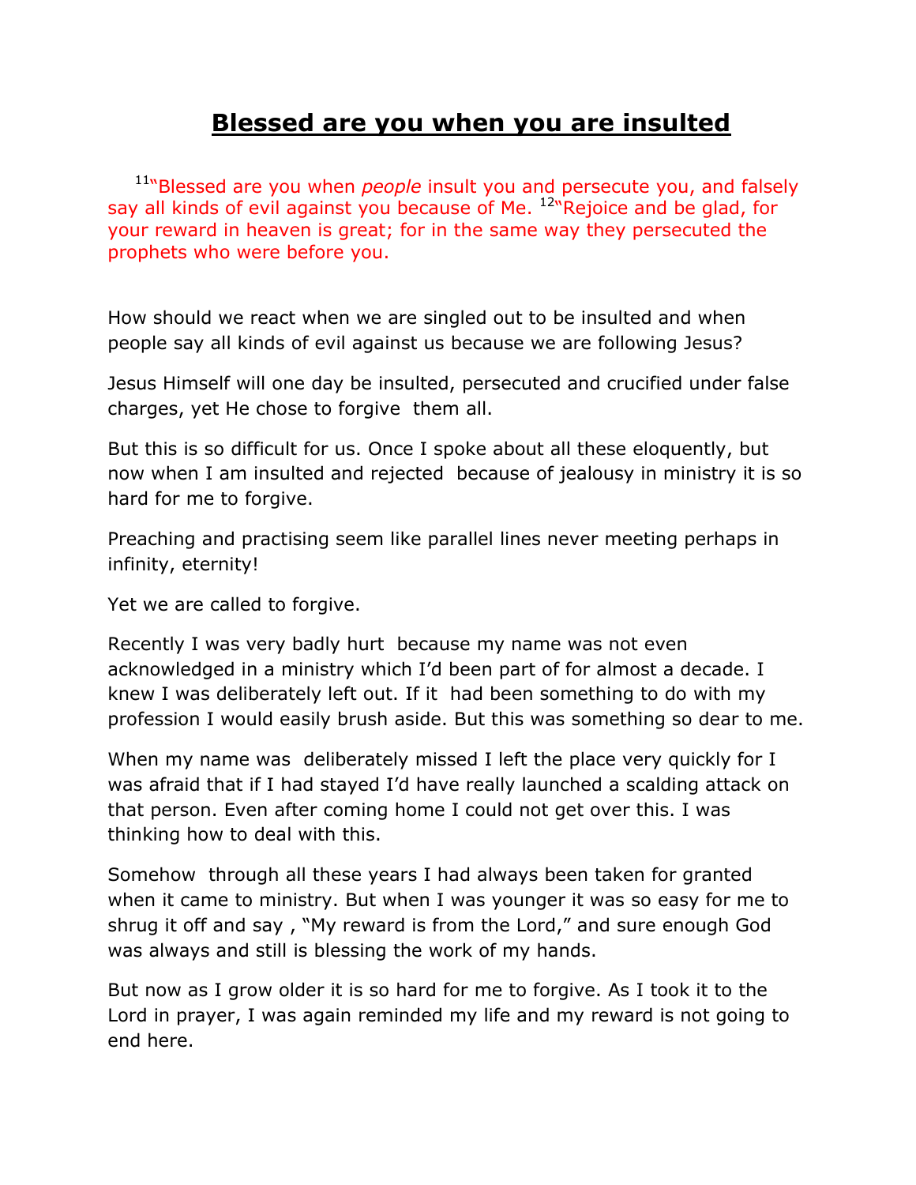# **Blessed are you when you are insulted**

[11]"Blessed are you when *people* insult you and persecute you, and falsely say all kinds of evil against you because of Me. [12]"Rejoice and be glad, for your reward in heaven is great; for in the same way they persecuted the prophets who were before you.

How should we react when we are singled out to be insulted and when people say all kinds of evil against us because we are following Jesus?

Jesus Himself will one day be insulted, persecuted and crucified under false charges, yet He chose to forgive them all.

But this is so difficult for us. Once I spoke about all these eloquently, but now when I am insulted and rejected because of jealousy in ministry it is so hard for me to forgive.

Preaching and practising seem like parallel lines never meeting perhaps in infinity, eternity!

Yet we are called to forgive.

Recently I was very badly hurt because my name was not even acknowledged in a ministry which I'd been part of for almost a decade. I knew I was deliberately left out. If it had been something to do with my profession I would easily brush aside. But this was something so dear to me.

When my name was deliberately missed I left the place very quickly for I was afraid that if I had stayed I'd have really launched a scalding attack on that person. Even after coming home I could not get over this. I was thinking how to deal with this.

Somehow through all these years I had always been taken for granted when it came to ministry. But when I was younger it was so easy for me to shrug it off and say , "My reward is from the Lord," and sure enough God was always and still is blessing the work of my hands.

But now as I grow older it is so hard for me to forgive. As I took it to the Lord in prayer, I was again reminded my life and my reward is not going to end here.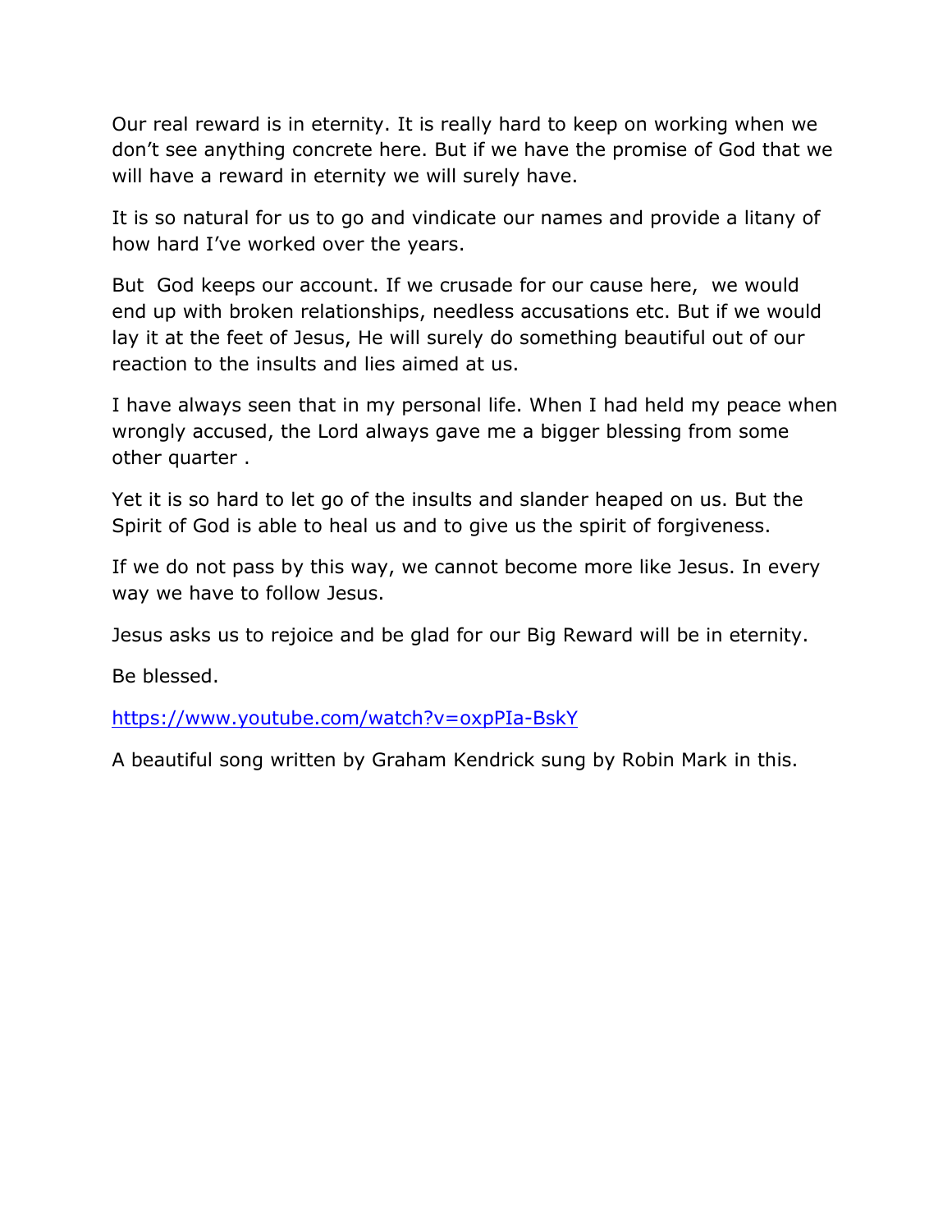Our real reward is in eternity. It is really hard to keep on working when we don't see anything concrete here. But if we have the promise of God that we will have a reward in eternity we will surely have.

It is so natural for us to go and vindicate our names and provide a litany of how hard I've worked over the years.

But God keeps our account. If we crusade for our cause here, we would end up with broken relationships, needless accusations etc. But if we would lay it at the feet of Jesus, He will surely do something beautiful out of our reaction to the insults and lies aimed at us.

I have always seen that in my personal life. When I had held my peace when wrongly accused, the Lord always gave me a bigger blessing from some other quarter .

Yet it is so hard to let go of the insults and slander heaped on us. But the Spirit of God is able to heal us and to give us the spirit of forgiveness.

If we do not pass by this way, we cannot become more like Jesus. In every way we have to follow Jesus.

Jesus asks us to rejoice and be glad for our Big Reward will be in eternity.

Be blessed.

https://www.youtube.com/watch?v=oxpPIa-BskY

A beautiful song written by Graham Kendrick sung by Robin Mark in this.